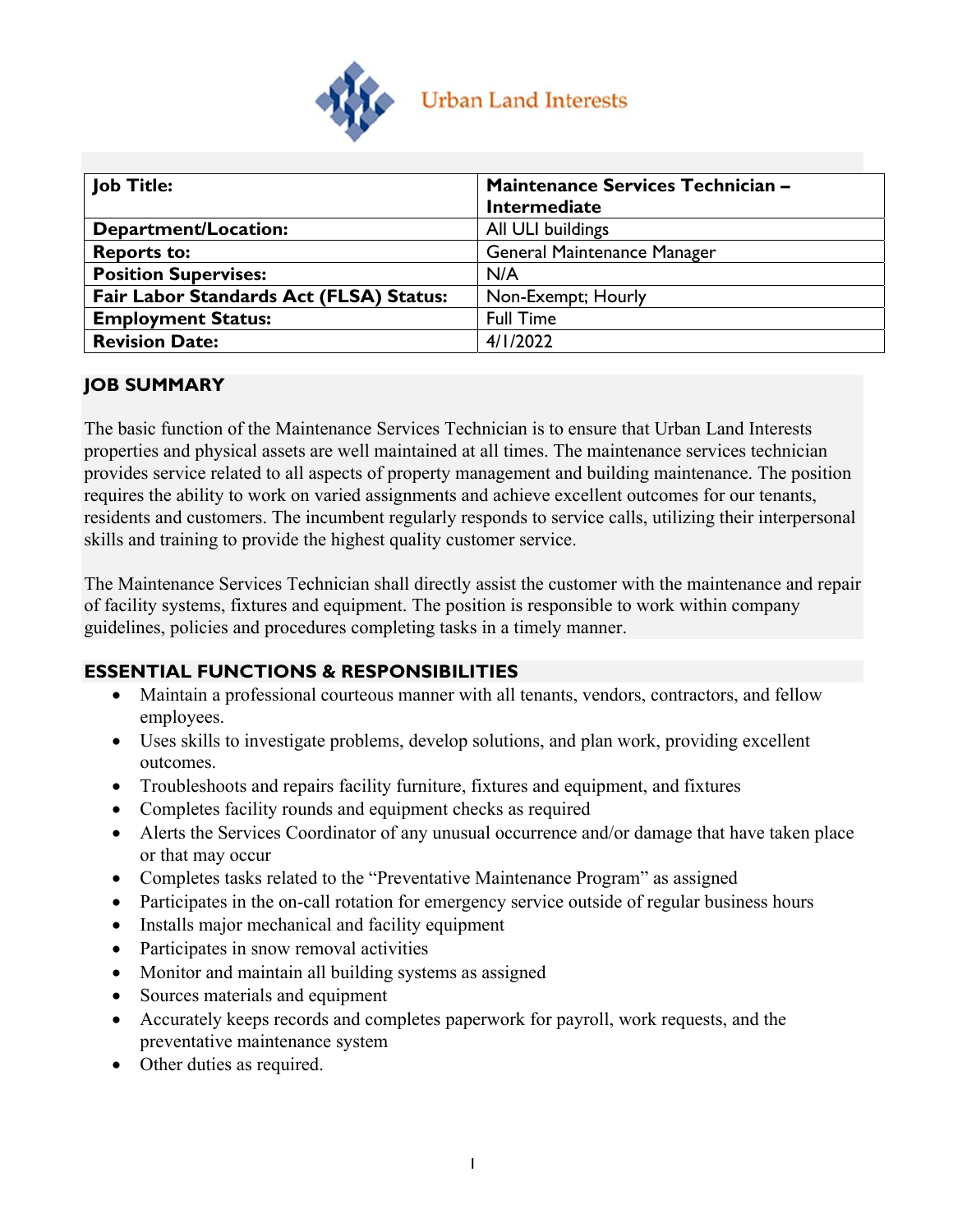Urban Land Interests

| Job Title: | Maintenance Services Technician – Intermediate |
|---|---|
| Department/Location: | All ULI buildings |
| Reports to: | General Maintenance Manager |
| Position Supervises: | N/A |
| Fair Labor Standards Act (FLSA) Status: | Non-Exempt; Hourly |
| Employment Status: | Full Time |
| Revision Date: | 4/1/2022 |

## JOB SUMMARY

The basic function of the Maintenance Services Technician is to ensure that Urban Land Interests properties and physical assets are well maintained at all times. The maintenance services technician provides service related to all aspects of property management and building maintenance. The position requires the ability to work on varied assignments and achieve excellent outcomes for our tenants, residents and customers. The incumbent regularly responds to service calls, utilizing their interpersonal skills and training to provide the highest quality customer service.

The Maintenance Services Technician shall directly assist the customer with the maintenance and repair of facility systems, fixtures and equipment. The position is responsible to work within company guidelines, policies and procedures completing tasks in a timely manner.

## ESSENTIAL FUNCTIONS & RESPONSIBILITIES

- Maintain a professional courteous manner with all tenants, vendors, contractors, and fellow employees.
- Uses skills to investigate problems, develop solutions, and plan work, providing excellent outcomes.
- Troubleshoots and repairs facility furniture, fixtures and equipment, and fixtures
- Completes facility rounds and equipment checks as required
- Alerts the Services Coordinator of any unusual occurrence and/or damage that have taken place or that may occur
- Completes tasks related to the "Preventative Maintenance Program" as assigned
- Participates in the on-call rotation for emergency service outside of regular business hours
- Installs major mechanical and facility equipment
- Participates in snow removal activities
- Monitor and maintain all building systems as assigned
- Sources materials and equipment
- Accurately keeps records and completes paperwork for payroll, work requests, and the preventative maintenance system
- Other duties as required.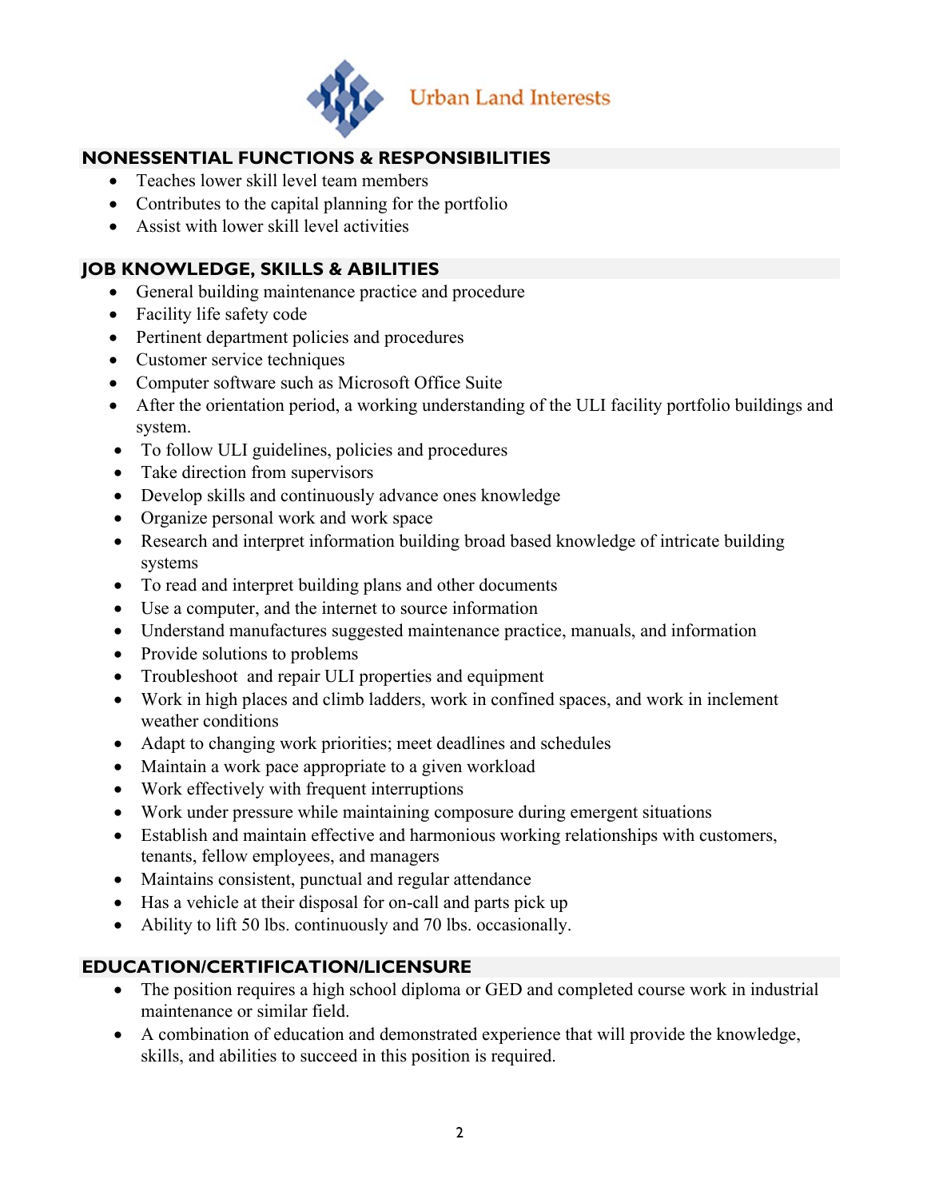## NONESSENTIAL FUNCTIONS & RESPONSIBILITIES

- Teaches lower skill level team members
- Contributes to the capital planning for the portfolio
- Assist with lower skill level activities

## JOB KNOWLEDGE, SKILLS & ABILITIES

- General building maintenance practice and procedure
- Facility life safety code
- Pertinent department policies and procedures
- Customer service techniques
- Computer software such as Microsoft Office Suite
- After the orientation period, a working understanding of the ULI facility portfolio buildings and system.
- To follow ULI guidelines, policies and procedures
- Take direction from supervisors
- Develop skills and continuously advance ones knowledge
- Organize personal work and work space
- Research and interpret information building broad based knowledge of intricate building systems
- To read and interpret building plans and other documents
- Use a computer, and the internet to source information
- Understand manufactures suggested maintenance practice, manuals, and information
- Provide solutions to problems
- Troubleshoot and repair ULI properties and equipment
- Work in high places and climb ladders, work in confined spaces, and work in inclement weather conditions
- Adapt to changing work priorities; meet deadlines and schedules
- Maintain a work pace appropriate to a given workload
- Work effectively with frequent interruptions
- Work under pressure while maintaining composure during emergent situations
- Establish and maintain effective and harmonious working relationships with customers, tenants, fellow employees, and managers
- Maintains consistent, punctual and regular attendance
- Has a vehicle at their disposal for on-call and parts pick up
- Ability to lift 50 lbs. continuously and 70 lbs. occasionally.

## EDUCATION/CERTIFICATION/LICENSURE

- The position requires a high school diploma or GED and completed course work in industrial maintenance or similar field.
- A combination of education and demonstrated experience that will provide the knowledge, skills, and abilities to succeed in this position is required.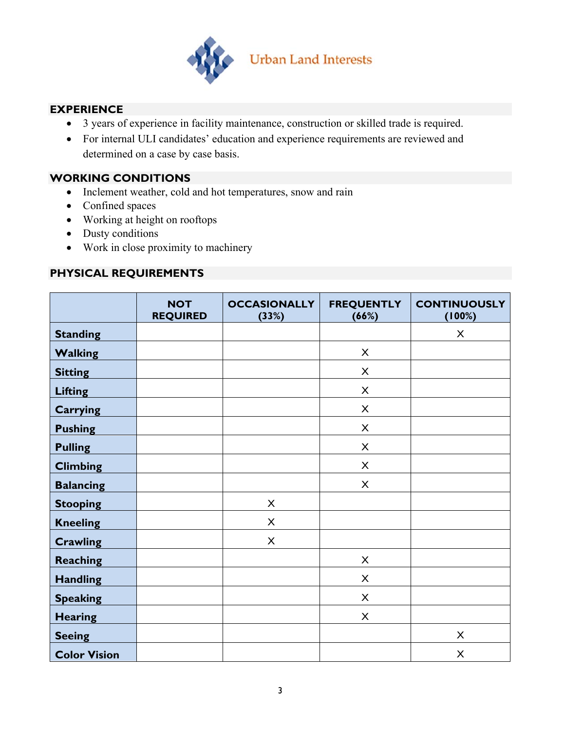Urban Land Interests

## EXPERIENCE

- 3 years of experience in facility maintenance, construction or skilled trade is required.
- For internal ULI candidates' education and experience requirements are reviewed and determined on a case by case basis.

## WORKING CONDITIONS

- Inclement weather, cold and hot temperatures, snow and rain
- Confined spaces
- Working at height on rooftops
- Dusty conditions
- Work in close proximity to machinery

## PHYSICAL REQUIREMENTS

| | NOT REQUIRED | OCCASIONALLY (33%) | FREQUENTLY (66%) | CONTINUOUSLY (100%) |
|---|---|---|---|---|
| **Standing** | | | | X |
| **Walking** | | | X | |
| **Sitting** | | | X | |
| **Lifting** | | | X | |
| **Carrying** | | | X | |
| **Pushing** | | | X | |
| **Pulling** | | | X | |
| **Climbing** | | | X | |
| **Balancing** | | | X | |
| **Stooping** | | X | | |
| **Kneeling** | | X | | |
| **Crawling** | | X | | |
| **Reaching** | | | X | |
| **Handling** | | | X | |
| **Speaking** | | | X | |
| **Hearing** | | | X | |
| **Seeing** | | | | X |
| **Color Vision** | | | | X |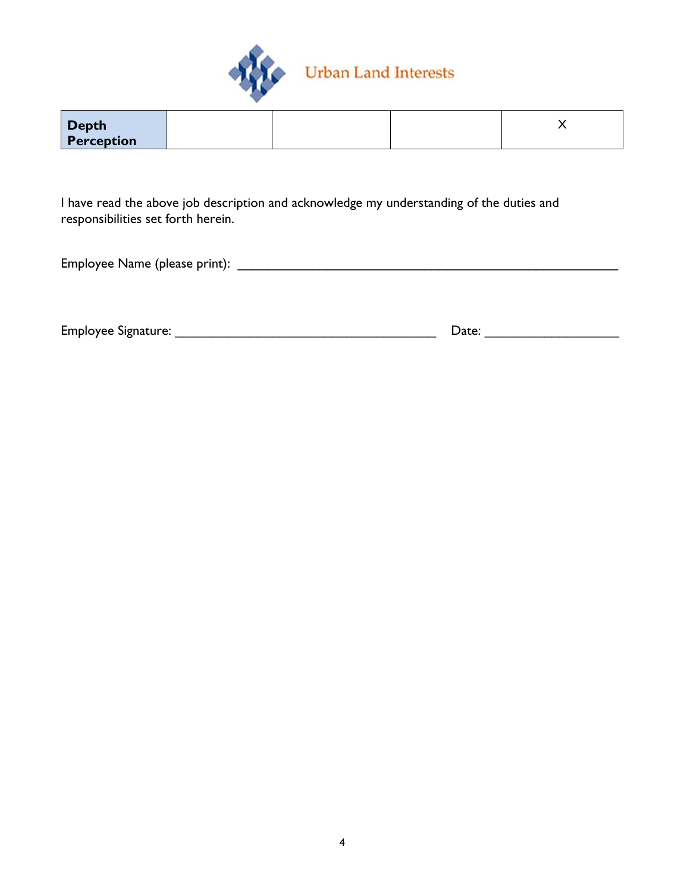| | | | | |
|---|---|---|---|---|
| **Depth Perception** | | | | X |

I have read the above job description and acknowledge my understanding of the duties and responsibilities set forth herein.

Employee Name (please print): ______________________________________________________

Employee Signature: _____________________________________ Date: ___________________